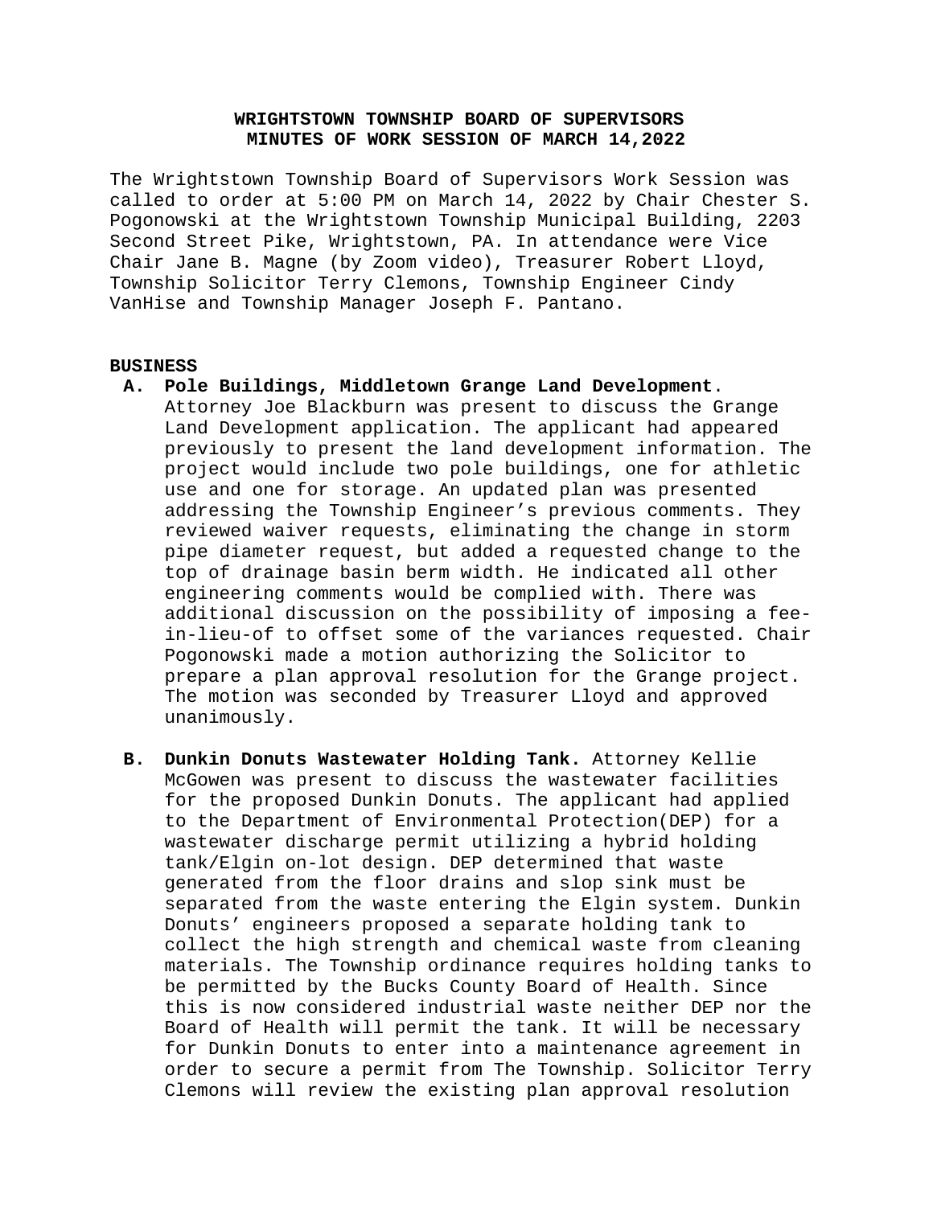# WRIGHTSTOWN TOWNSHIP BOARD OF SUPERVISORS
## MINUTES OF WORK SESSION OF MARCH 14,2022

The Wrightstown Township Board of Supervisors Work Session was called to order at 5:00 PM on March 14, 2022 by Chair Chester S. Pogonowski at the Wrightstown Township Municipal Building, 2203 Second Street Pike, Wrightstown, PA. In attendance were Vice Chair Jane B. Magne (by Zoom video), Treasurer Robert Lloyd, Township Solicitor Terry Clemons, Township Engineer Cindy VanHise and Township Manager Joseph F. Pantano.

**BUSINESS**

**A. Pole Buildings, Middletown Grange Land Development.** Attorney Joe Blackburn was present to discuss the Grange Land Development application. The applicant had appeared previously to present the land development information. The project would include two pole buildings, one for athletic use and one for storage. An updated plan was presented addressing the Township Engineer's previous comments. They reviewed waiver requests, eliminating the change in storm pipe diameter request, but added a requested change to the top of drainage basin berm width. He indicated all other engineering comments would be complied with. There was additional discussion on the possibility of imposing a fee-in-lieu-of to offset some of the variances requested. Chair Pogonowski made a motion authorizing the Solicitor to prepare a plan approval resolution for the Grange project. The motion was seconded by Treasurer Lloyd and approved unanimously.

**B. Dunkin Donuts Wastewater Holding Tank.** Attorney Kellie McGowen was present to discuss the wastewater facilities for the proposed Dunkin Donuts. The applicant had applied to the Department of Environmental Protection(DEP) for a wastewater discharge permit utilizing a hybrid holding tank/Elgin on-lot design. DEP determined that waste generated from the floor drains and slop sink must be separated from the waste entering the Elgin system. Dunkin Donuts' engineers proposed a separate holding tank to collect the high strength and chemical waste from cleaning materials. The Township ordinance requires holding tanks to be permitted by the Bucks County Board of Health. Since this is now considered industrial waste neither DEP nor the Board of Health will permit the tank. It will be necessary for Dunkin Donuts to enter into a maintenance agreement in order to secure a permit from The Township. Solicitor Terry Clemons will review the existing plan approval resolution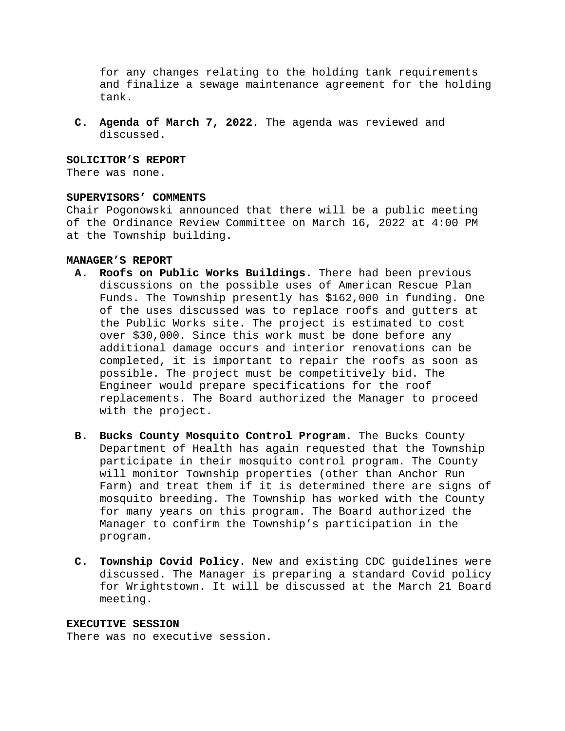for any changes relating to the holding tank requirements and finalize a sewage maintenance agreement for the holding tank.

C. **Agenda of March 7, 2022**. The agenda was reviewed and discussed.

**SOLICITOR'S REPORT**
There was none.

**SUPERVISORS' COMMENTS**
Chair Pogonowski announced that there will be a public meeting of the Ordinance Review Committee on March 16, 2022 at 4:00 PM at the Township building.

**MANAGER'S REPORT**

A. **Roofs on Public Works Buildings.** There had been previous discussions on the possible uses of American Rescue Plan Funds. The Township presently has $162,000 in funding. One of the uses discussed was to replace roofs and gutters at the Public Works site. The project is estimated to cost over $30,000. Since this work must be done before any additional damage occurs and interior renovations can be completed, it is important to repair the roofs as soon as possible. The project must be competitively bid. The Engineer would prepare specifications for the roof replacements. The Board authorized the Manager to proceed with the project.

B. **Bucks County Mosquito Control Program.** The Bucks County Department of Health has again requested that the Township participate in their mosquito control program. The County will monitor Township properties (other than Anchor Run Farm) and treat them if it is determined there are signs of mosquito breeding. The Township has worked with the County for many years on this program. The Board authorized the Manager to confirm the Township's participation in the program.

C. **Township Covid Policy**. New and existing CDC guidelines were discussed. The Manager is preparing a standard Covid policy for Wrightstown. It will be discussed at the March 21 Board meeting.

**EXECUTIVE SESSION**
There was no executive session.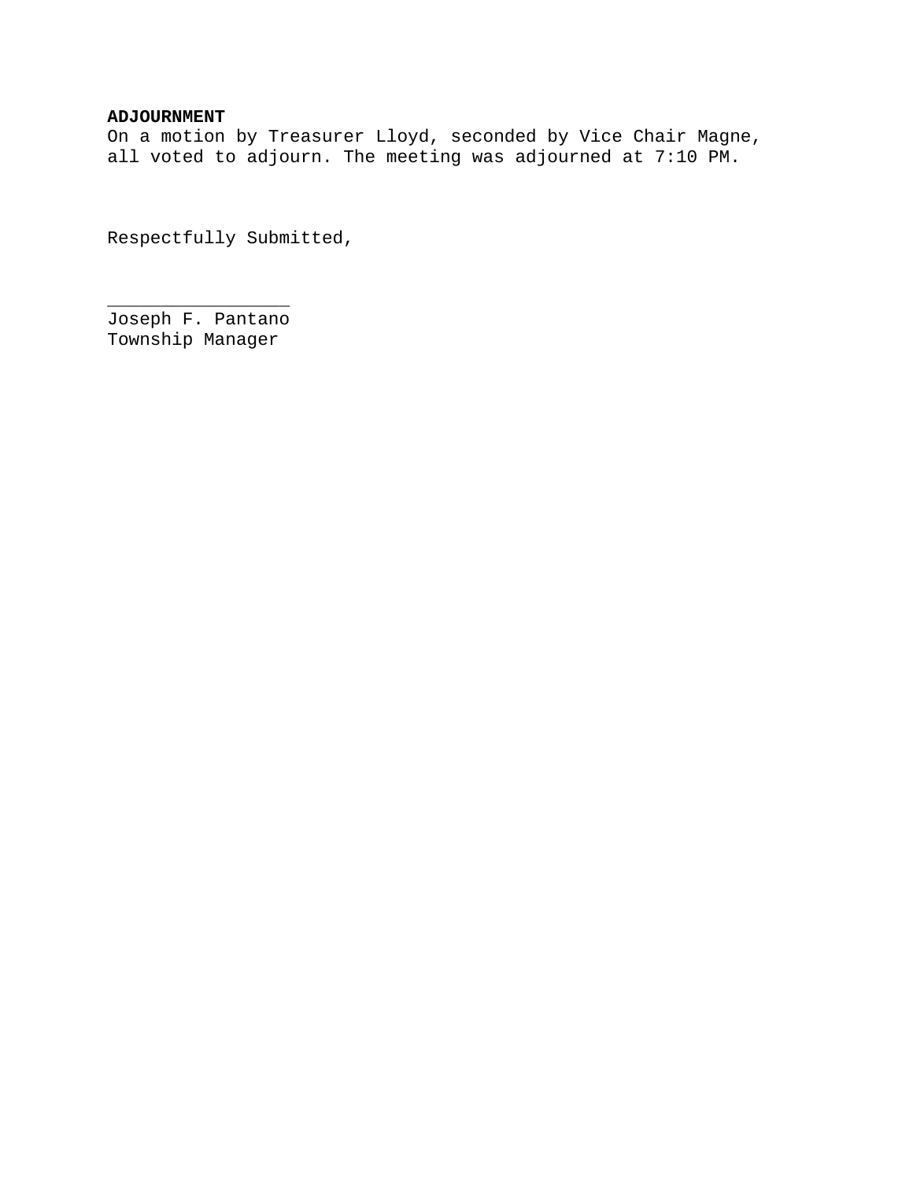**ADJOURNMENT**
On a motion by Treasurer Lloyd, seconded by Vice Chair Magne, all voted to adjourn. The meeting was adjourned at 7:10 PM.

Respectfully Submitted,

_________________
Joseph F. Pantano
Township Manager